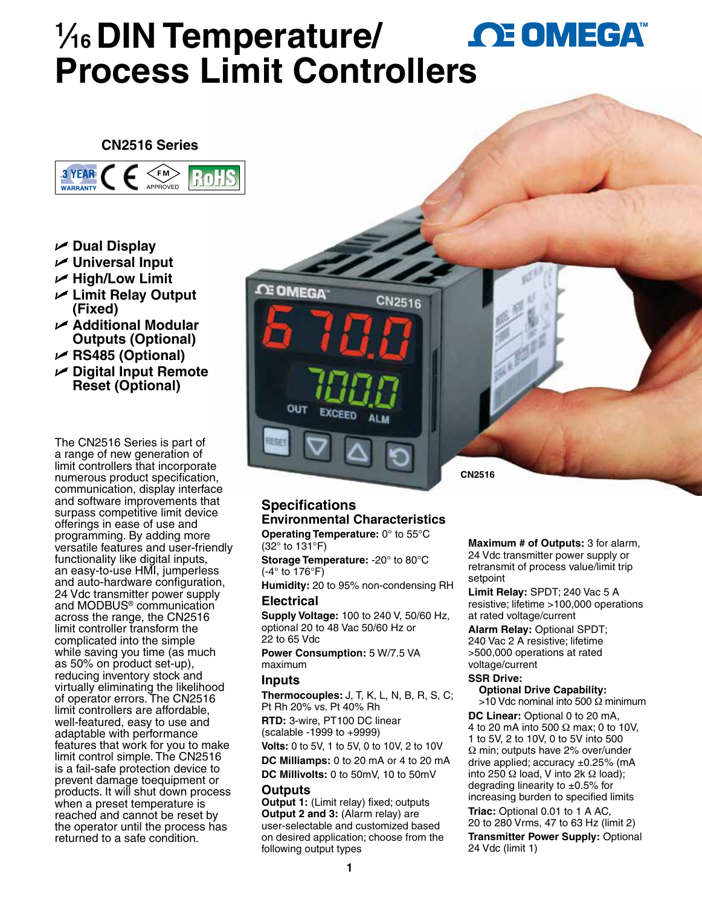# 1⁄16 DIN Temperature/ Process Limit Controllers

OMEGA

## CN2516 Series

3 YEAR WARRANTY CE FM APPROVED RoHS

- Dual Display
- Universal Input
- High/Low Limit
- Limit Relay Output (Fixed)
- Additional Modular Outputs (Optional)
- RS485 (Optional)
- Digital Input Remote Reset (Optional)

The CN2516 Series is part of a range of new generation of limit controllers that incorporate numerous product specification, communication, display interface and software improvements that surpass competitive limit device offerings in ease of use and programming. By adding more versatile features and user-friendly functionality like digital inputs, an easy-to-use HMI, jumperless and auto-hardware configuration, 24 Vdc transmitter power supply and MODBUS® communication across the range, the CN2516 limit controller transform the complicated into the simple while saving you time (as much as 50% on product set-up), reducing inventory stock and virtually eliminating the likelihood of operator errors. The CN2516 limit controllers are affordable, well-featured, easy to use and adaptable with performance features that work for you to make limit control simple. The CN2516 is a fail-safe protection device to prevent damage toequipment or products. It will shut down process when a preset temperature is reached and cannot be reset by the operator until the process has returned to a safe condition.

CN2516

## Specifications

### Environmental Characteristics

**Operating Temperature:** 0° to 55°C (32° to 131°F)

**Storage Temperature:** -20° to 80°C (-4° to 176°F)

**Humidity:** 20 to 95% non-condensing RH

### Electrical

**Supply Voltage:** 100 to 240 V, 50/60 Hz, optional 20 to 48 Vac 50/60 Hz or 22 to 65 Vdc

**Power Consumption:** 5 W/7.5 VA maximum

### Inputs

**Thermocouples:** J, T, K, L, N, B, R, S, C; Pt Rh 20% vs. Pt 40% Rh

**RTD:** 3-wire, PT100 DC linear (scalable -1999 to +9999)

**Volts:** 0 to 5V, 1 to 5V, 0 to 10V, 2 to 10V

**DC Milliamps:** 0 to 20 mA or 4 to 20 mA

**DC Millivolts:** 0 to 50mV, 10 to 50mV

### Outputs

**Output 1:** (Limit relay) fixed; outputs

**Output 2 and 3:** (Alarm relay) are user-selectable and customized based on desired application; choose from the following output types

**Maximum # of Outputs:** 3 for alarm, 24 Vdc transmitter power supply or retransmit of process value/limit trip setpoint

**Limit Relay:** SPDT; 240 Vac 5 A resistive; lifetime >100,000 operations at rated voltage/current

**Alarm Relay:** Optional SPDT; 240 Vac 2 A resistive; lifetime >500,000 operations at rated voltage/current

**SSR Drive:**

**Optional Drive Capability:** >10 Vdc nominal into 500 Ω minimum

**DC Linear:** Optional 0 to 20 mA, 4 to 20 mA into 500 Ω max; 0 to 10V, 1 to 5V, 2 to 10V, 0 to 5V into 500 Ω min; outputs have 2% over/under drive applied; accuracy ±0.25% (mA into 250 Ω load, V into 2k Ω load); degrading linearity to ±0.5% for increasing burden to specified limits

**Triac:** Optional 0.01 to 1 A AC, 20 to 280 Vrms, 47 to 63 Hz (limit 2)

**Transmitter Power Supply:** Optional 24 Vdc (limit 1)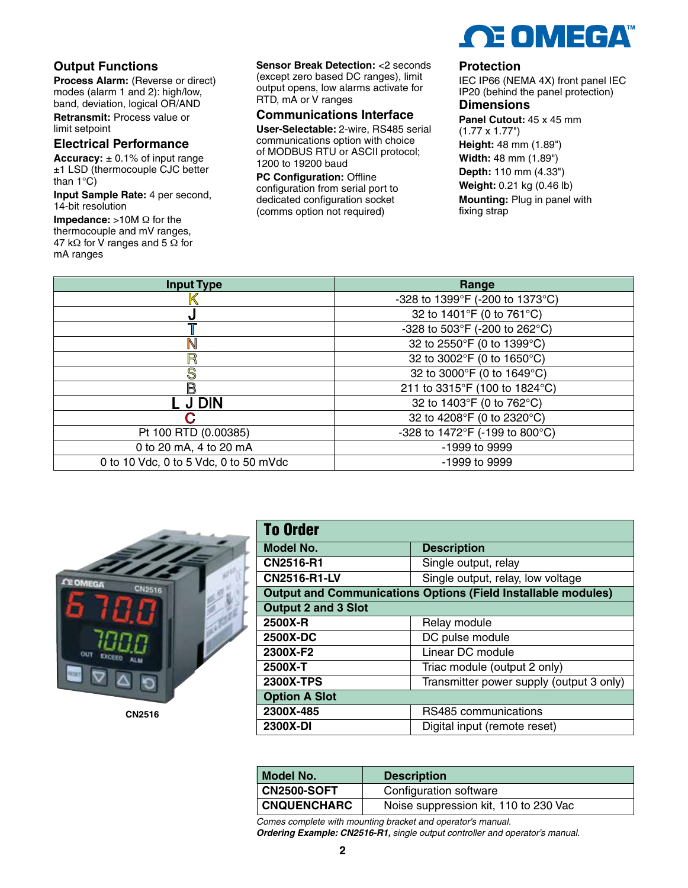## Output Functions

**Process Alarm:** (Reverse or direct) modes (alarm 1 and 2): high/low, band, deviation, logical OR/AND

**Retransmit:** Process value or limit setpoint

## Electrical Performance

**Accuracy:** ± 0.1% of input range ±1 LSD (thermocouple CJC better than 1°C)

**Input Sample Rate:** 4 per second, 14-bit resolution

**Impedance:** >10M Ω for the thermocouple and mV ranges, 47 kΩ for V ranges and 5 Ω for mA ranges

**Sensor Break Detection:** <2 seconds (except zero based DC ranges), limit output opens, low alarms activate for RTD, mA or V ranges

## Communications Interface

**User-Selectable:** 2-wire, RS485 serial communications option with choice of MODBUS RTU or ASCII protocol; 1200 to 19200 baud

**PC Configuration:** Offline configuration from serial port to dedicated configuration socket (comms option not required)

## Protection

IEC IP66 (NEMA 4X) front panel IEC IP20 (behind the panel protection)

## Dimensions

**Panel Cutout:** 45 x 45 mm (1.77 x 1.77")

**Height:** 48 mm (1.89")

**Width:** 48 mm (1.89")

**Depth:** 110 mm (4.33")

**Weight:** 0.21 kg (0.46 lb)

**Mounting:** Plug in panel with fixing strap

| Input Type | Range |
|---|---|
| K | -328 to 1399°F (-200 to 1373°C) |
| J | 32 to 1401°F (0 to 761°C) |
| T | -328 to 503°F (-200 to 262°C) |
| N | 32 to 2550°F (0 to 1399°C) |
| R | 32 to 3002°F (0 to 1650°C) |
| S | 32 to 3000°F (0 to 1649°C) |
| B | 211 to 3315°F (100 to 1824°C) |
| L J DIN | 32 to 1403°F (0 to 762°C) |
| C | 32 to 4208°F (0 to 2320°C) |
| Pt 100 RTD (0.00385) | -328 to 1472°F (-199 to 800°C) |
| 0 to 20 mA, 4 to 20 mA | -1999 to 9999 |
| 0 to 10 Vdc, 0 to 5 Vdc, 0 to 50 mVdc | -1999 to 9999 |

CN2516

## To Order

| Model No. | Description |
|---|---|
| **CN2516-R1** | Single output, relay |
| **CN2516-R1-LV** | Single output, relay, low voltage |
| **Output and Communications Options (Field Installable modules)** | |
| **Output 2 and 3 Slot** | |
| **2500X-R** | Relay module |
| **2500X-DC** | DC pulse module |
| **2300X-F2** | Linear DC module |
| **2500X-T** | Triac module (output 2 only) |
| **2300X-TPS** | Transmitter power supply (output 3 only) |
| **Option A Slot** | |
| **2300X-485** | RS485 communications |
| **2300X-DI** | Digital input (remote reset) |

| Model No. | Description |
|---|---|
| **CN2500-SOFT** | Configuration software |
| **CNQUENCHARC** | Noise suppression kit, 110 to 230 Vac |

*Comes complete with mounting bracket and operator's manual.*
***Ordering Example: CN2516-R1,*** *single output controller and operator's manual.*